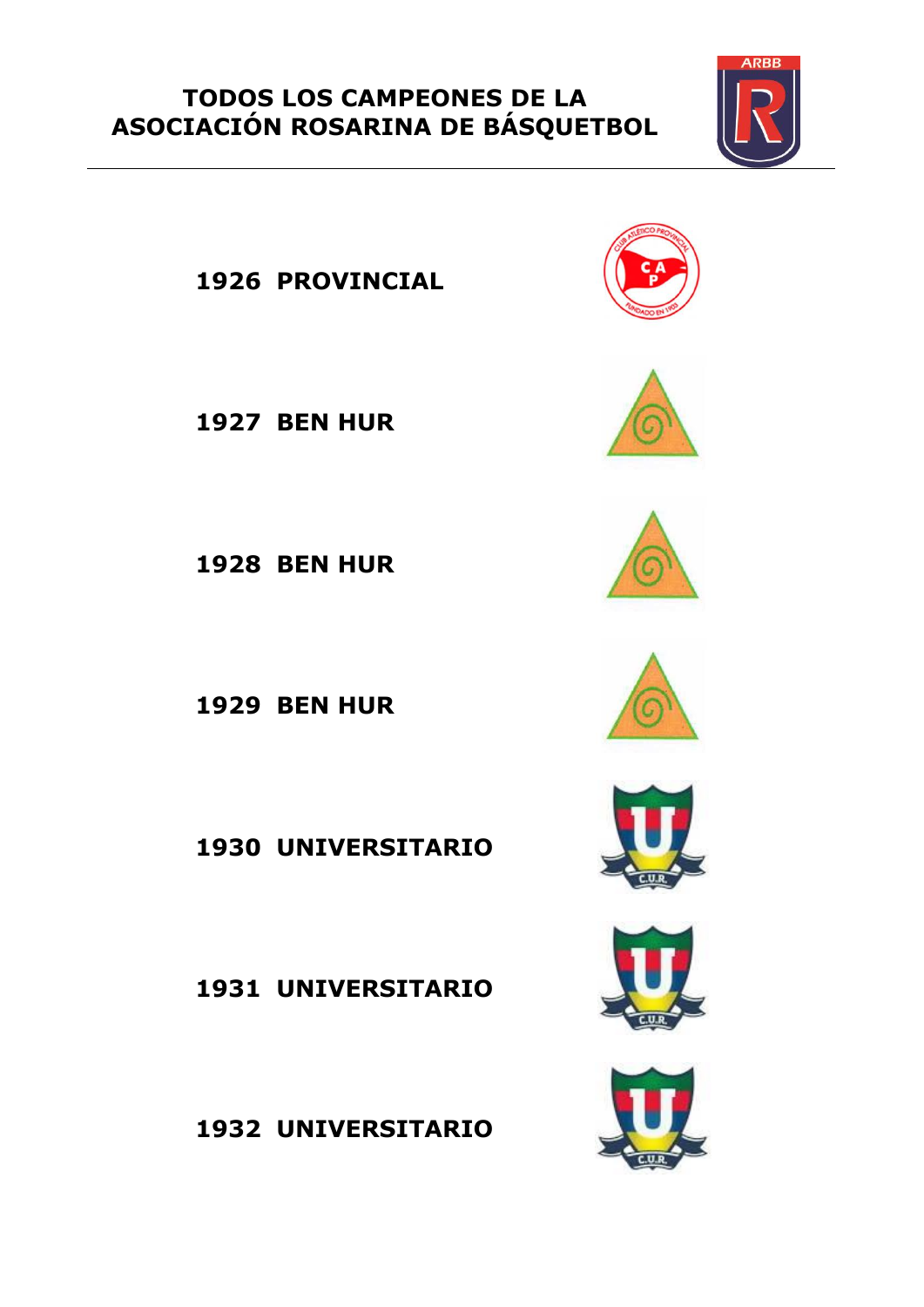# TODOS LOS CAMPEONES DE LA ASOCIACIÓN ROSARINA DE BÁSQUETBOL

**1926 PROVINCIAL**

**1927 BEN HUR**

**1928 BEN HUR**

**1929 BEN HUR**

**1930 UNIVERSITARIO**

**1931 UNIVERSITARIO**

**1932 UNIVERSITARIO**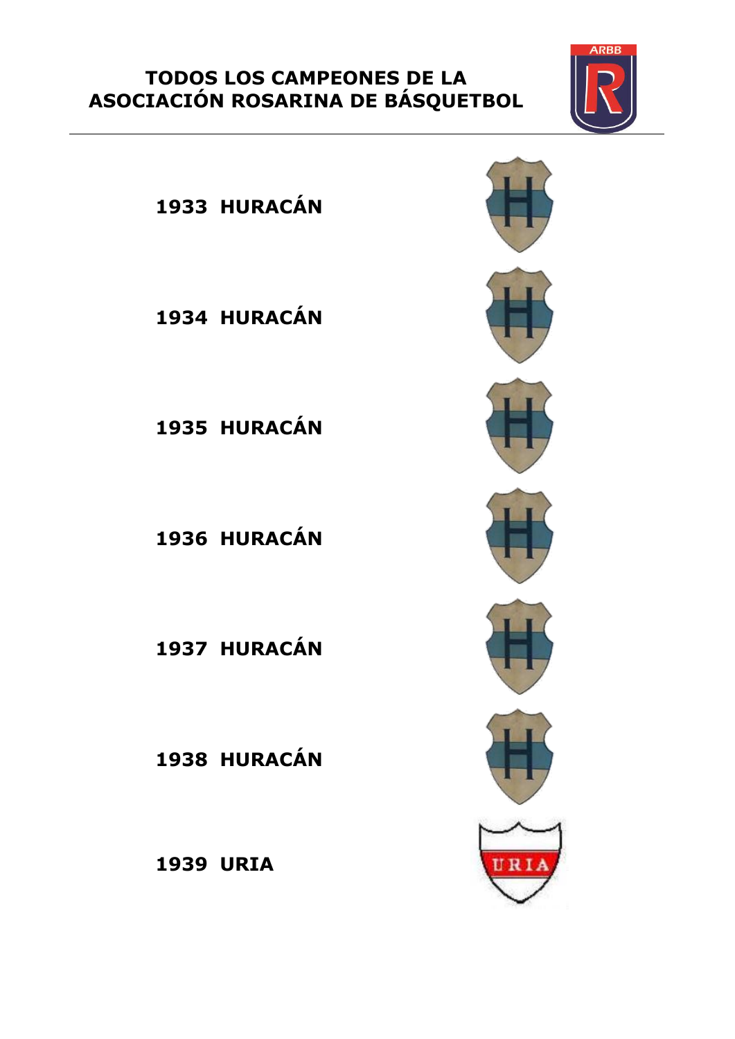# TODOS LOS CAMPEONES DE LA ASOCIACIÓN ROSARINA DE BÁSQUETBOL

**1933 HURACÁN**

**1934 HURACÁN**

**1935 HURACÁN**

**1936 HURACÁN**

**1937 HURACÁN**

**1938 HURACÁN**

**1939 URIA**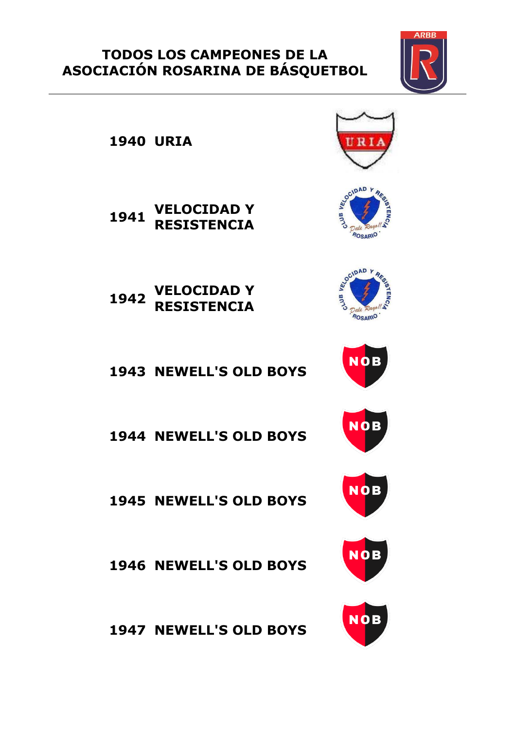# TODOS LOS CAMPEONES DE LA ASOCIACIÓN ROSARINA DE BÁSQUETBOL

**1940 URIA**

**1941 VELOCIDAD Y RESISTENCIA**

**1942 VELOCIDAD Y RESISTENCIA**

**1943 NEWELL'S OLD BOYS**

**1944 NEWELL'S OLD BOYS**

**1945 NEWELL'S OLD BOYS**

**1946 NEWELL'S OLD BOYS**

**1947 NEWELL'S OLD BOYS**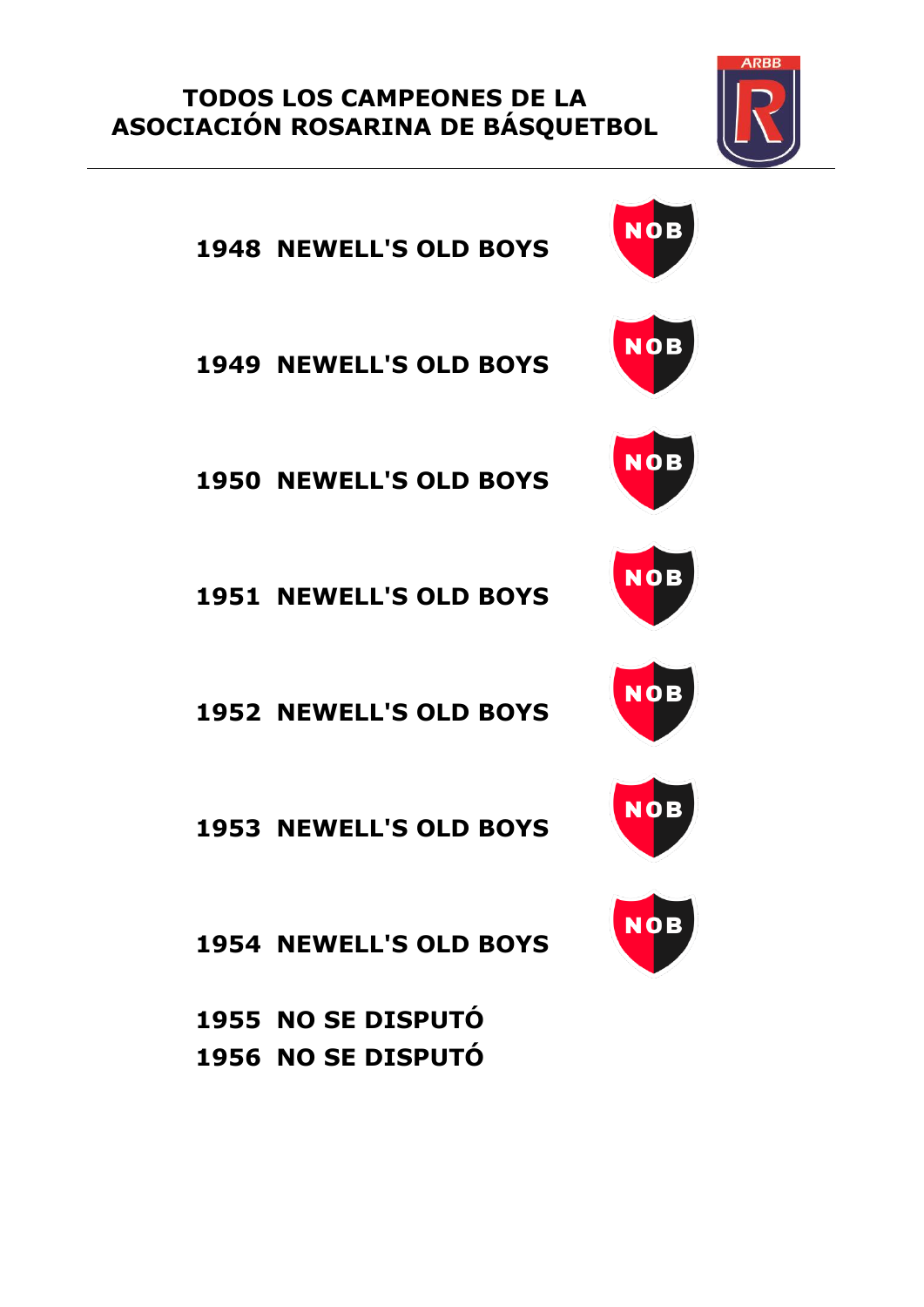# TODOS LOS CAMPEONES DE LA ASOCIACIÓN ROSARINA DE BÁSQUETBOL

**1948 NEWELL'S OLD BOYS**

**1949 NEWELL'S OLD BOYS**

**1950 NEWELL'S OLD BOYS**

**1951 NEWELL'S OLD BOYS**

**1952 NEWELL'S OLD BOYS**

**1953 NEWELL'S OLD BOYS**

**1954 NEWELL'S OLD BOYS**

**1955 NO SE DISPUTÓ**

**1956 NO SE DISPUTÓ**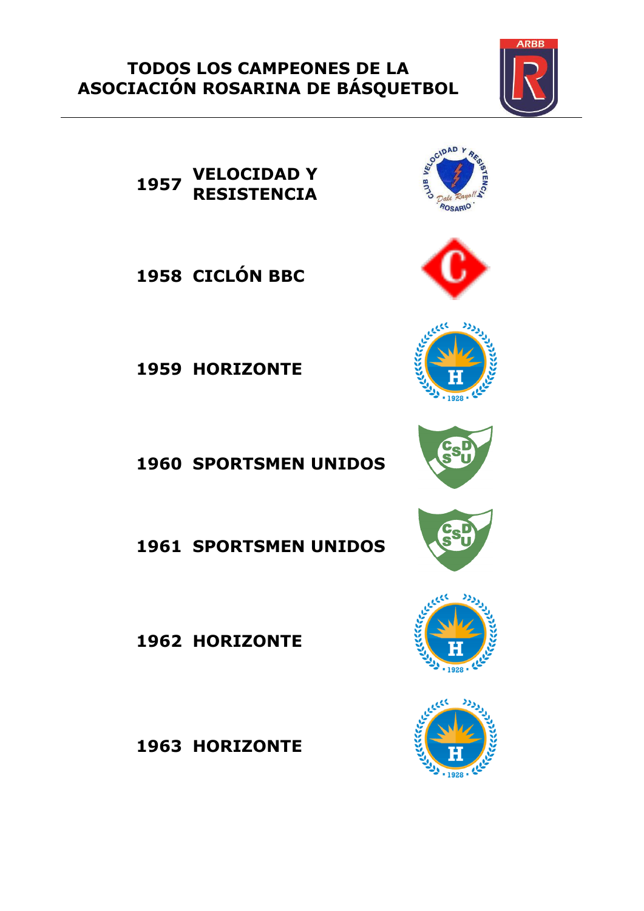# TODOS LOS CAMPEONES DE LA ASOCIACIÓN ROSARINA DE BÁSQUETBOL

**1957 VELOCIDAD Y RESISTENCIA**

**1958 CICLÓN BBC**

**1959 HORIZONTE**

**1960 SPORTSMEN UNIDOS**

**1961 SPORTSMEN UNIDOS**

**1962 HORIZONTE**

**1963 HORIZONTE**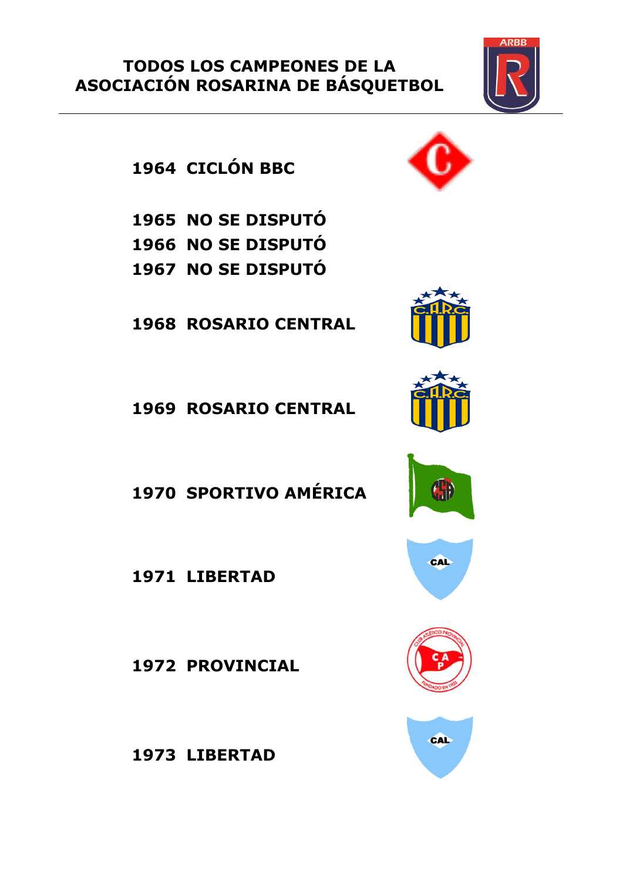# TODOS LOS CAMPEONES DE LA ASOCIACIÓN ROSARINA DE BÁSQUETBOL

**1964 CICLÓN BBC**

**1965 NO SE DISPUTÓ**
**1966 NO SE DISPUTÓ**
**1967 NO SE DISPUTÓ**

**1968 ROSARIO CENTRAL**

**1969 ROSARIO CENTRAL**

**1970 SPORTIVO AMÉRICA**

**1971 LIBERTAD**

**1972 PROVINCIAL**

**1973 LIBERTAD**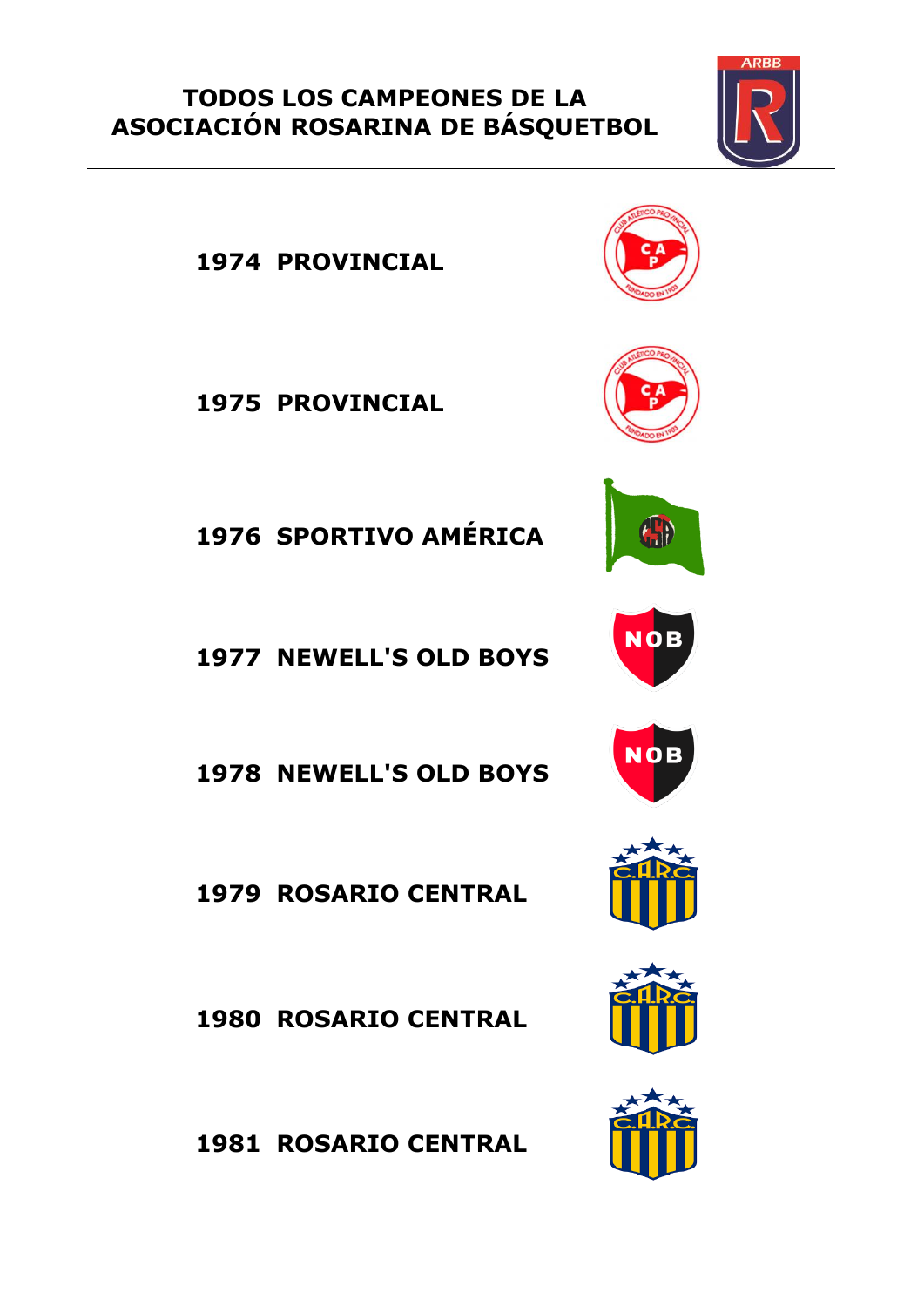# TODOS LOS CAMPEONES DE LA ASOCIACIÓN ROSARINA DE BÁSQUETBOL

**1974 PROVINCIAL**

**1975 PROVINCIAL**

**1976 SPORTIVO AMÉRICA**

**1977 NEWELL'S OLD BOYS**

**1978 NEWELL'S OLD BOYS**

**1979 ROSARIO CENTRAL**

**1980 ROSARIO CENTRAL**

**1981 ROSARIO CENTRAL**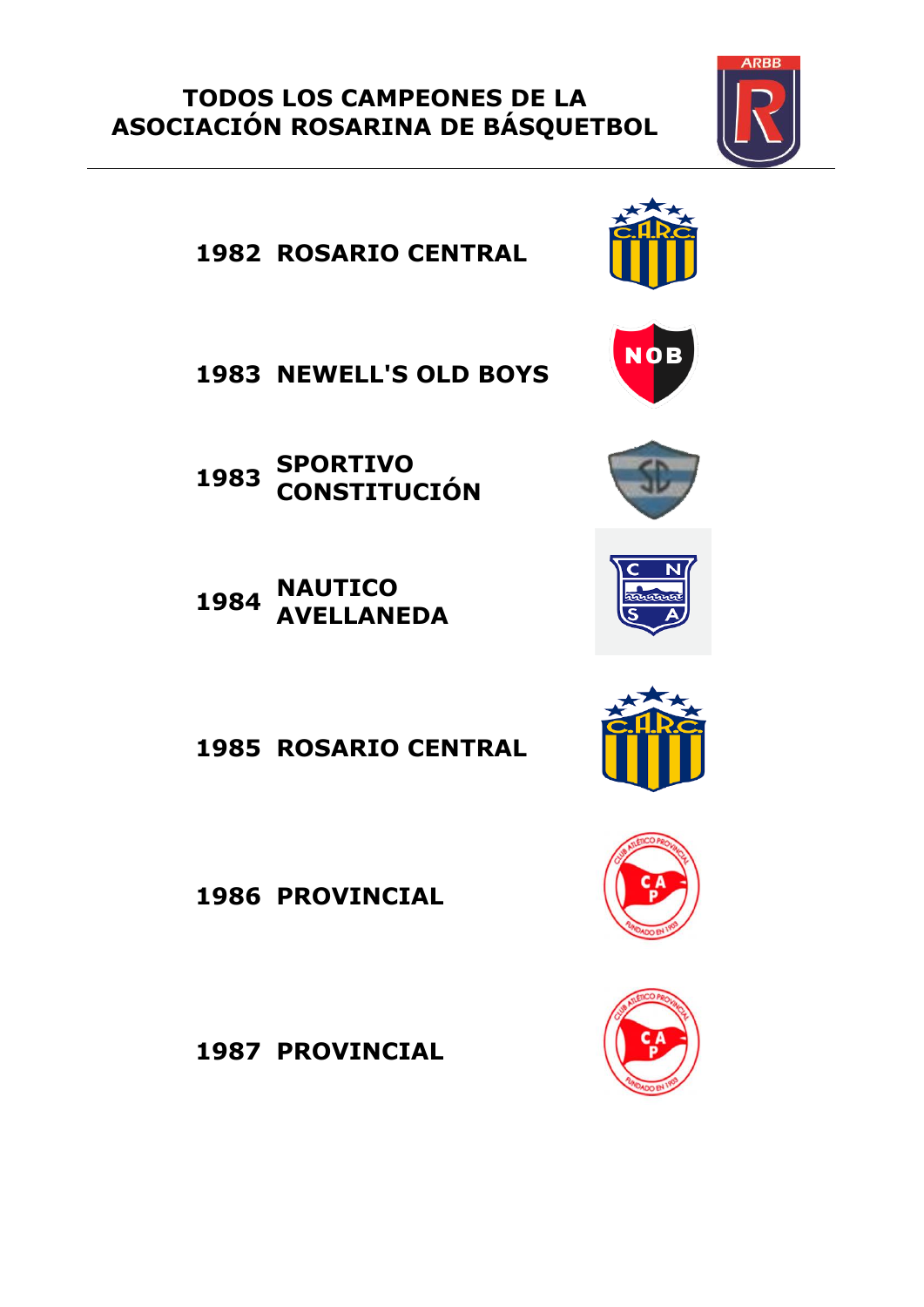# TODOS LOS CAMPEONES DE LA ASOCIACIÓN ROSARINA DE BÁSQUETBOL

**1982 ROSARIO CENTRAL**

**1983 NEWELL'S OLD BOYS**

**1983 SPORTIVO CONSTITUCIÓN**

**1984 NAUTICO AVELLANEDA**

**1985 ROSARIO CENTRAL**

**1986 PROVINCIAL**

**1987 PROVINCIAL**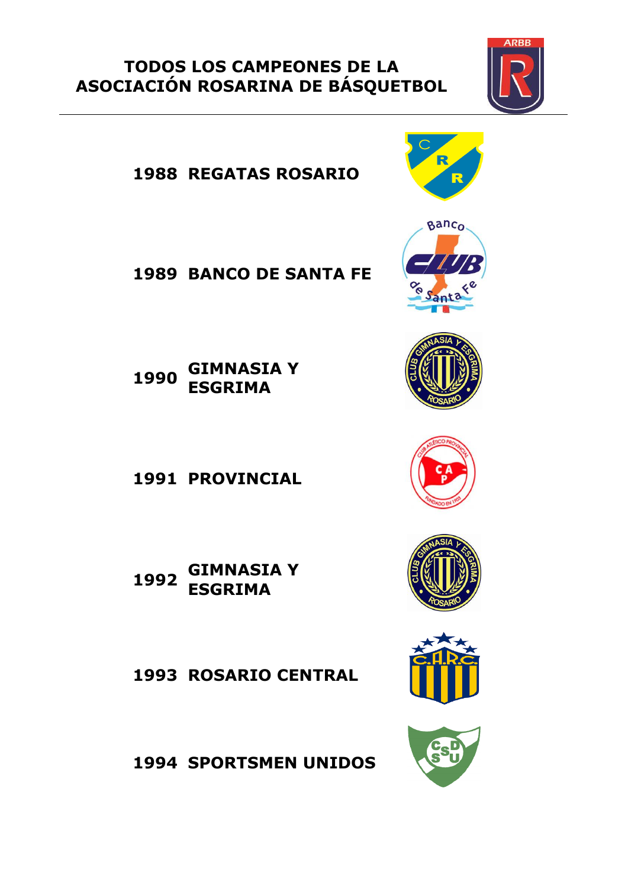# TODOS LOS CAMPEONES DE LA ASOCIACIÓN ROSARINA DE BÁSQUETBOL

**1988 REGATAS ROSARIO**

**1989 BANCO DE SANTA FE**

**1990 GIMNASIA Y ESGRIMA**

**1991 PROVINCIAL**

**1992 GIMNASIA Y ESGRIMA**

**1993 ROSARIO CENTRAL**

**1994 SPORTSMEN UNIDOS**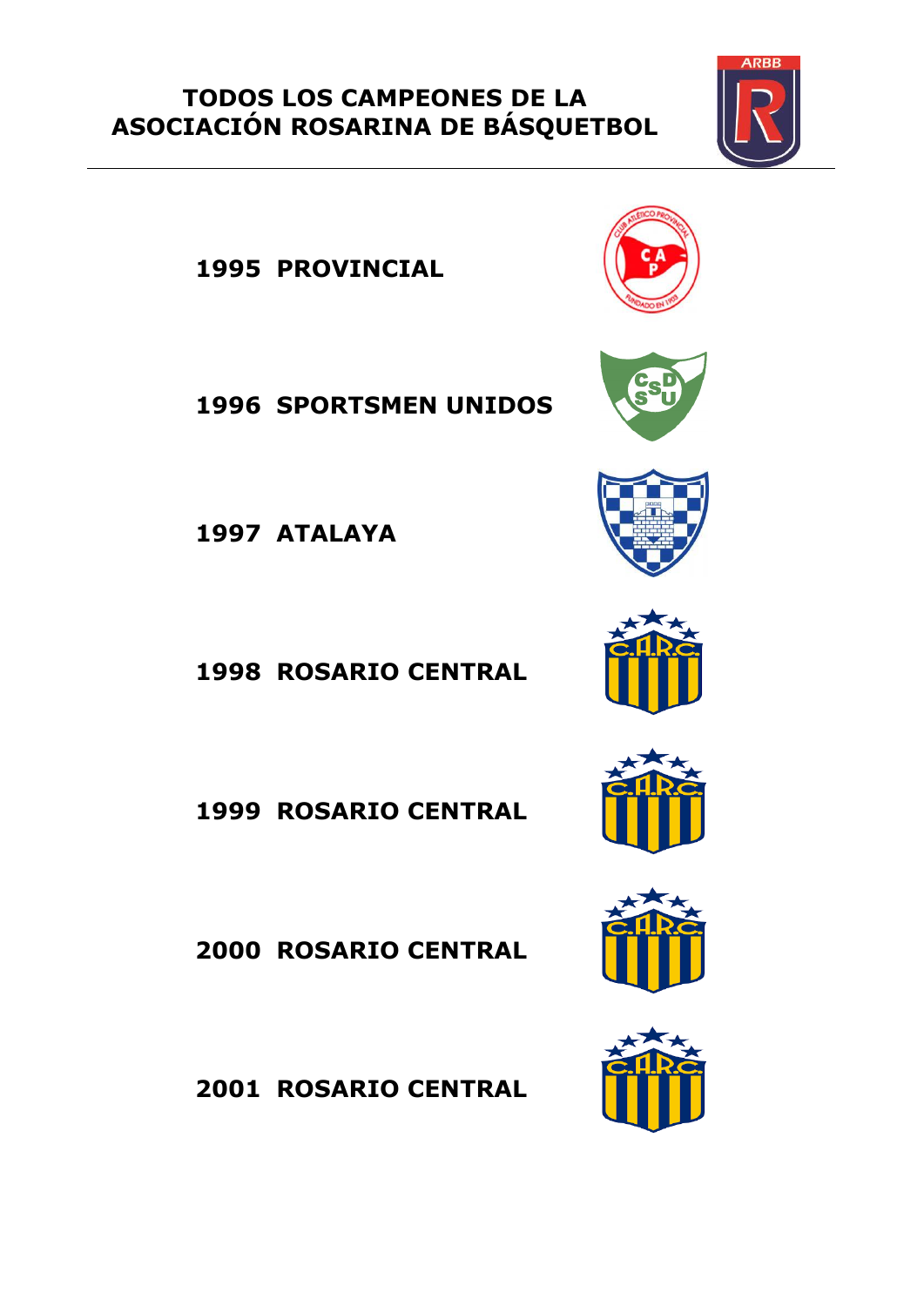# TODOS LOS CAMPEONES DE LA ASOCIACIÓN ROSARINA DE BÁSQUETBOL

**1995 PROVINCIAL**

**1996 SPORTSMEN UNIDOS**

**1997 ATALAYA**

**1998 ROSARIO CENTRAL**

**1999 ROSARIO CENTRAL**

**2000 ROSARIO CENTRAL**

**2001 ROSARIO CENTRAL**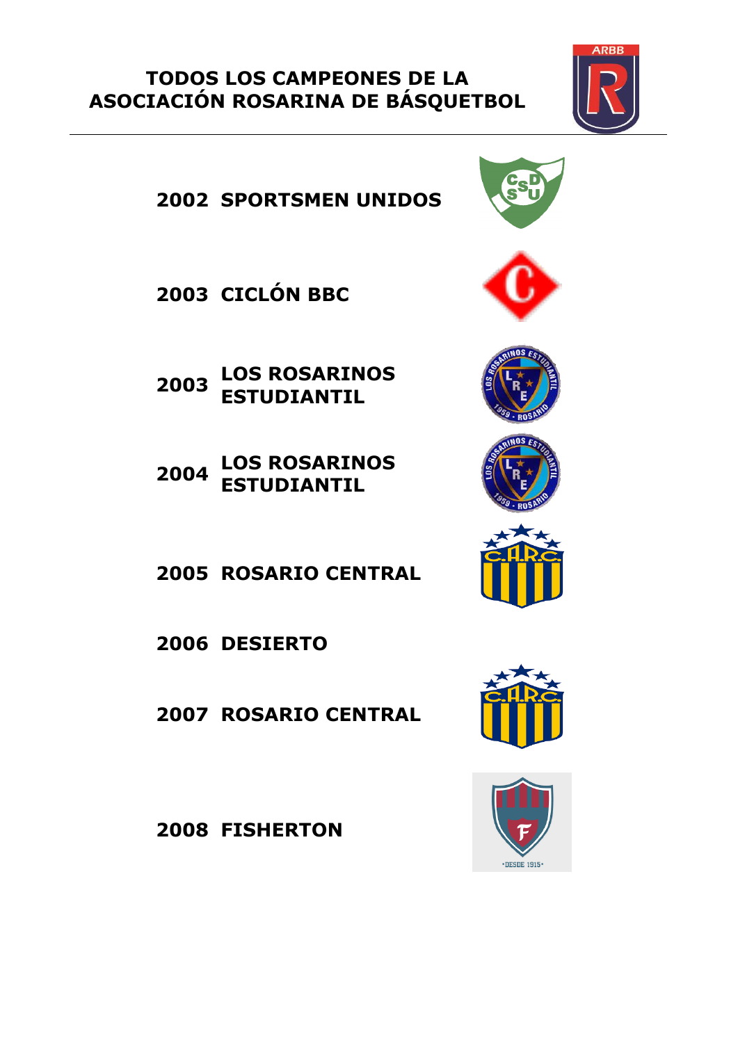# TODOS LOS CAMPEONES DE LA ASOCIACIÓN ROSARINA DE BÁSQUETBOL

**2002 SPORTSMEN UNIDOS**

**2003 CICLÓN BBC**

**2003 LOS ROSARINOS ESTUDIANTIL**

**2004 LOS ROSARINOS ESTUDIANTIL**

**2005 ROSARIO CENTRAL**

**2006 DESIERTO**

**2007 ROSARIO CENTRAL**

**2008 FISHERTON**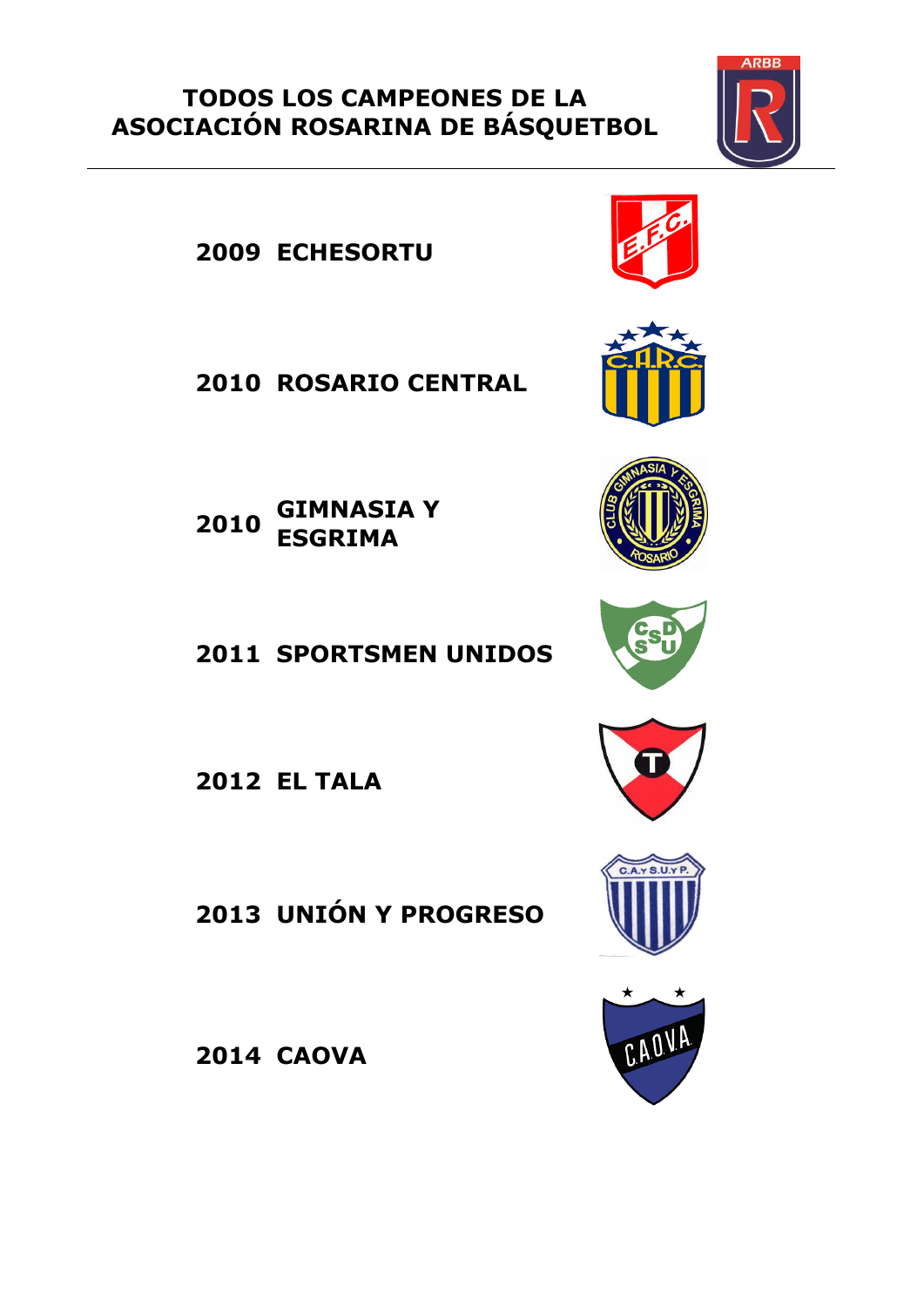# TODOS LOS CAMPEONES DE LA ASOCIACIÓN ROSARINA DE BÁSQUETBOL

**2009 ECHESORTU**

**2010 ROSARIO CENTRAL**

**2010 GIMNASIA Y ESGRIMA**

**2011 SPORTSMEN UNIDOS**

**2012 EL TALA**

**2013 UNIÓN Y PROGRESO**

**2014 CAOVA**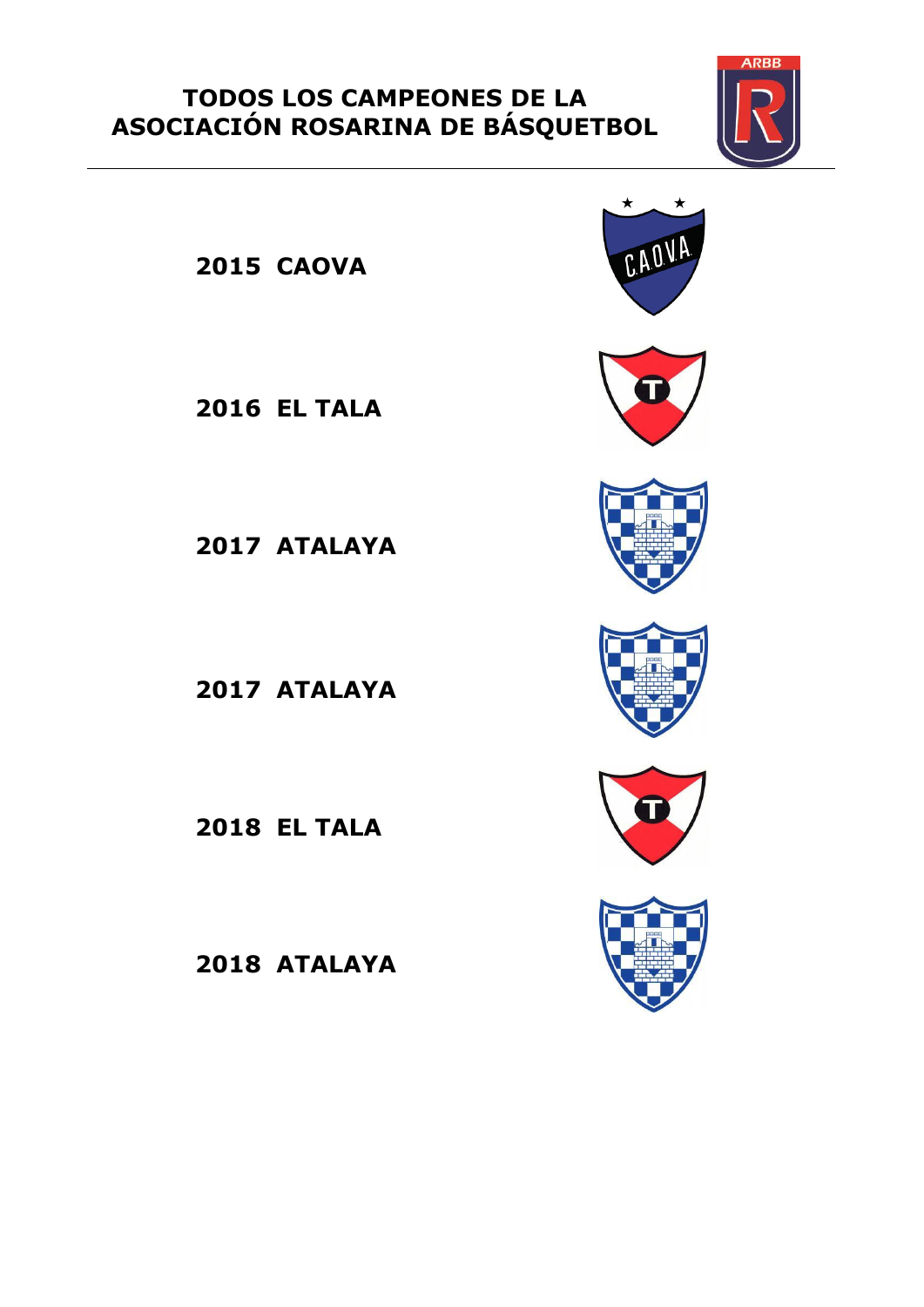# TODOS LOS CAMPEONES DE LA ASOCIACIÓN ROSARINA DE BÁSQUETBOL

**2015 CAOVA**

**2016 EL TALA**

**2017 ATALAYA**

**2017 ATALAYA**

**2018 EL TALA**

**2018 ATALAYA**